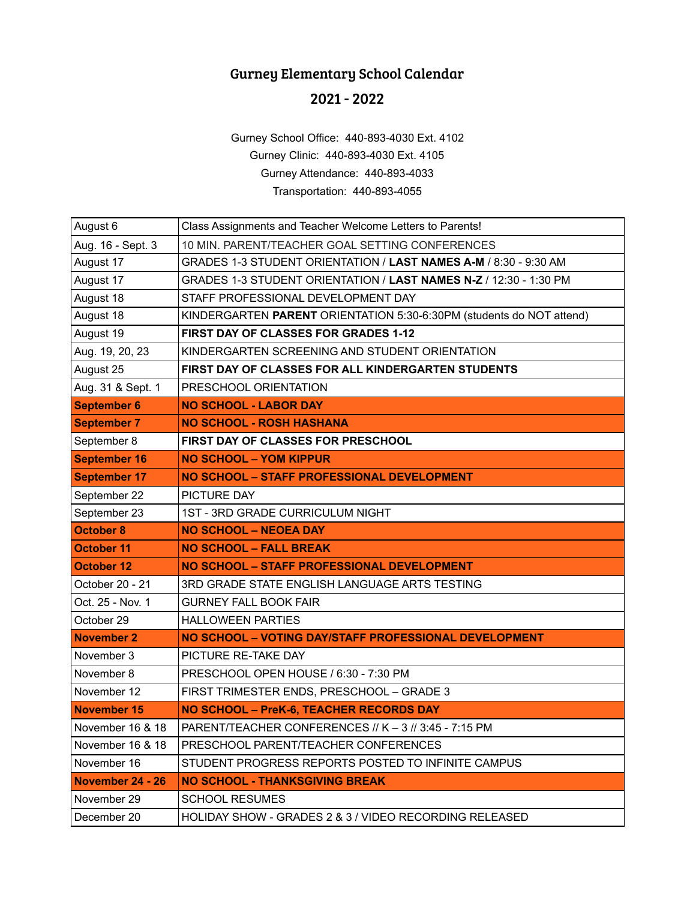# Gurney Elementary School Calendar

## 2021 - 2022

Gurney School Office: 440-893-4030 Ext. 4102

Gurney Clinic: 440-893-4030 Ext. 4105

Gurney Attendance: 440-893-4033

Transportation: 440-893-4055

| | |
|---|---|
| August 6 | Class Assignments and Teacher Welcome Letters to Parents! |
| Aug. 16 - Sept. 3 | 10 MIN. PARENT/TEACHER GOAL SETTING CONFERENCES |
| August 17 | GRADES 1-3 STUDENT ORIENTATION / **LAST NAMES A-M** / 8:30 - 9:30 AM |
| August 17 | GRADES 1-3 STUDENT ORIENTATION / **LAST NAMES N-Z** / 12:30 - 1:30 PM |
| August 18 | STAFF PROFESSIONAL DEVELOPMENT DAY |
| August 18 | KINDERGARTEN **PARENT** ORIENTATION 5:30-6:30PM (students do NOT attend) |
| August 19 | **FIRST DAY OF CLASSES FOR GRADES 1-12** |
| Aug. 19, 20, 23 | KINDERGARTEN SCREENING AND STUDENT ORIENTATION |
| August 25 | **FIRST DAY OF CLASSES FOR ALL KINDERGARTEN STUDENTS** |
| Aug. 31 & Sept. 1 | PRESCHOOL ORIENTATION |
| **September 6** | **NO SCHOOL - LABOR DAY** |
| **September 7** | **NO SCHOOL - ROSH HASHANA** |
| September 8 | **FIRST DAY OF CLASSES FOR PRESCHOOL** |
| **September 16** | **NO SCHOOL – YOM KIPPUR** |
| **September 17** | **NO SCHOOL – STAFF PROFESSIONAL DEVELOPMENT** |
| September 22 | PICTURE DAY |
| September 23 | 1ST - 3RD GRADE CURRICULUM NIGHT |
| **October 8** | **NO SCHOOL – NEOEA DAY** |
| **October 11** | **NO SCHOOL – FALL BREAK** |
| **October 12** | **NO SCHOOL – STAFF PROFESSIONAL DEVELOPMENT** |
| October 20 - 21 | 3RD GRADE STATE ENGLISH LANGUAGE ARTS TESTING |
| Oct. 25 - Nov. 1 | GURNEY FALL BOOK FAIR |
| October 29 | HALLOWEEN PARTIES |
| **November 2** | **NO SCHOOL – VOTING DAY/STAFF PROFESSIONAL DEVELOPMENT** |
| November 3 | PICTURE RE-TAKE DAY |
| November 8 | PRESCHOOL OPEN HOUSE / 6:30 - 7:30 PM |
| November 12 | FIRST TRIMESTER ENDS, PRESCHOOL – GRADE 3 |
| **November 15** | **NO SCHOOL – PreK-6, TEACHER RECORDS DAY** |
| November 16 & 18 | PARENT/TEACHER CONFERENCES // K – 3 // 3:45 - 7:15 PM |
| November 16 & 18 | PRESCHOOL PARENT/TEACHER CONFERENCES |
| November 16 | STUDENT PROGRESS REPORTS POSTED TO INFINITE CAMPUS |
| **November 24 - 26** | **NO SCHOOL - THANKSGIVING BREAK** |
| November 29 | SCHOOL RESUMES |
| December 20 | HOLIDAY SHOW - GRADES 2 & 3 / VIDEO RECORDING RELEASED |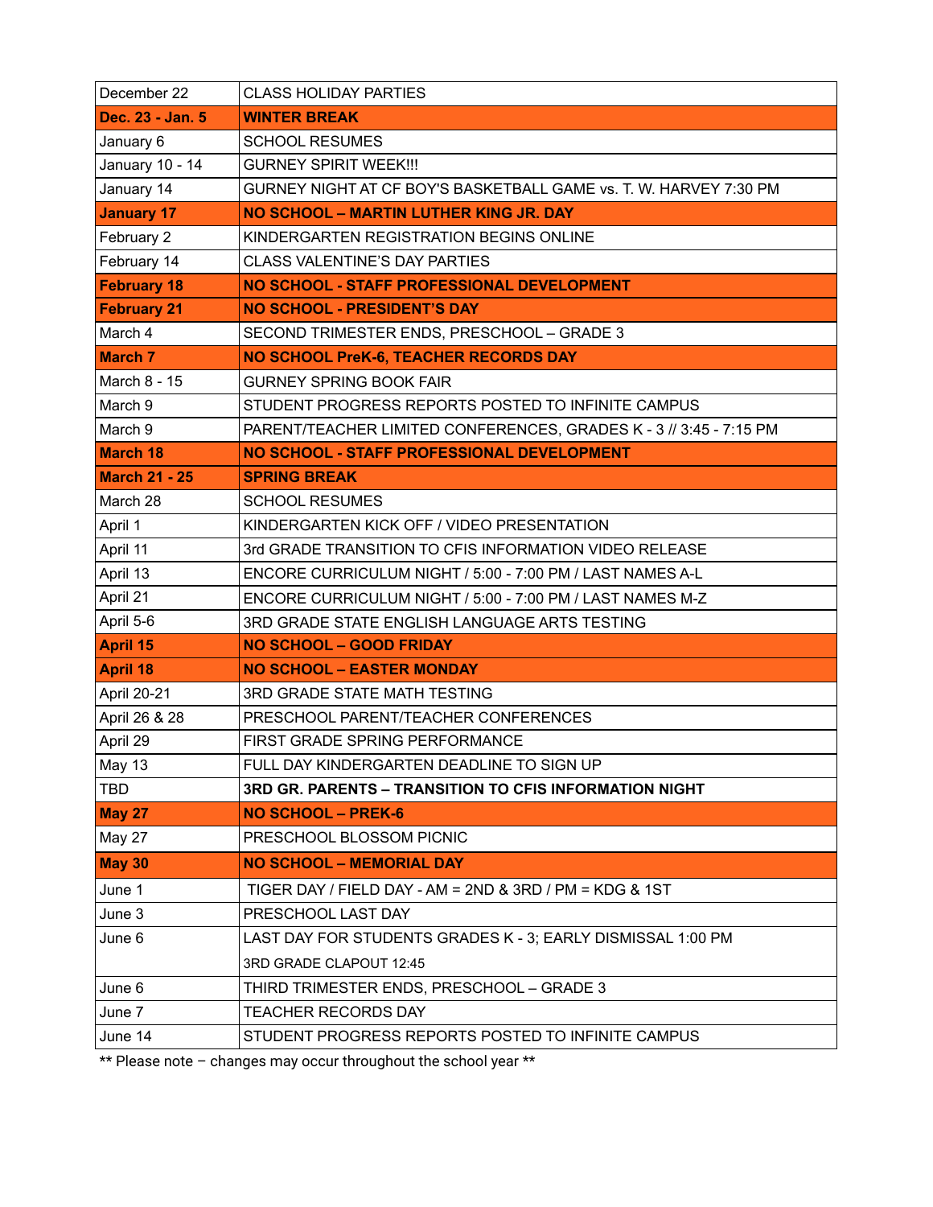| | |
|---|---|
| December 22 | CLASS HOLIDAY PARTIES |
| **Dec. 23 - Jan. 5** | **WINTER BREAK** |
| January 6 | SCHOOL RESUMES |
| January 10 - 14 | GURNEY SPIRIT WEEK!!! |
| January 14 | GURNEY NIGHT AT CF BOY'S BASKETBALL GAME vs. T. W. HARVEY 7:30 PM |
| **January 17** | **NO SCHOOL – MARTIN LUTHER KING JR. DAY** |
| February 2 | KINDERGARTEN REGISTRATION BEGINS ONLINE |
| February 14 | CLASS VALENTINE'S DAY PARTIES |
| **February 18** | **NO SCHOOL - STAFF PROFESSIONAL DEVELOPMENT** |
| **February 21** | **NO SCHOOL - PRESIDENT'S DAY** |
| March 4 | SECOND TRIMESTER ENDS, PRESCHOOL – GRADE 3 |
| **March 7** | **NO SCHOOL PreK-6, TEACHER RECORDS DAY** |
| March 8 - 15 | GURNEY SPRING BOOK FAIR |
| March 9 | STUDENT PROGRESS REPORTS POSTED TO INFINITE CAMPUS |
| March 9 | PARENT/TEACHER LIMITED CONFERENCES, GRADES K - 3 // 3:45 - 7:15 PM |
| **March 18** | **NO SCHOOL - STAFF PROFESSIONAL DEVELOPMENT** |
| **March 21 - 25** | **SPRING BREAK** |
| March 28 | SCHOOL RESUMES |
| April 1 | KINDERGARTEN KICK OFF / VIDEO PRESENTATION |
| April 11 | 3rd GRADE TRANSITION TO CFIS INFORMATION VIDEO RELEASE |
| April 13 | ENCORE CURRICULUM NIGHT / 5:00 - 7:00 PM / LAST NAMES A-L |
| April 21 | ENCORE CURRICULUM NIGHT / 5:00 - 7:00 PM / LAST NAMES M-Z |
| April 5-6 | 3RD GRADE STATE ENGLISH LANGUAGE ARTS TESTING |
| **April 15** | **NO SCHOOL – GOOD FRIDAY** |
| **April 18** | **NO SCHOOL – EASTER MONDAY** |
| April 20-21 | 3RD GRADE STATE MATH TESTING |
| April 26 & 28 | PRESCHOOL PARENT/TEACHER CONFERENCES |
| April 29 | FIRST GRADE SPRING PERFORMANCE |
| May 13 | FULL DAY KINDERGARTEN DEADLINE TO SIGN UP |
| TBD | **3RD GR. PARENTS – TRANSITION TO CFIS INFORMATION NIGHT** |
| **May 27** | **NO SCHOOL – PREK-6** |
| May 27 | PRESCHOOL BLOSSOM PICNIC |
| **May 30** | **NO SCHOOL – MEMORIAL DAY** |
| June 1 | TIGER DAY / FIELD DAY - AM = 2ND & 3RD / PM = KDG & 1ST |
| June 3 | PRESCHOOL LAST DAY |
| June 6 | LAST DAY FOR STUDENTS GRADES K - 3; EARLY DISMISSAL 1:00 PM<br>3RD GRADE CLAPOUT 12:45 |
| June 6 | THIRD TRIMESTER ENDS, PRESCHOOL – GRADE 3 |
| June 7 | TEACHER RECORDS DAY |
| June 14 | STUDENT PROGRESS REPORTS POSTED TO INFINITE CAMPUS |

** Please note – changes may occur throughout the school year **